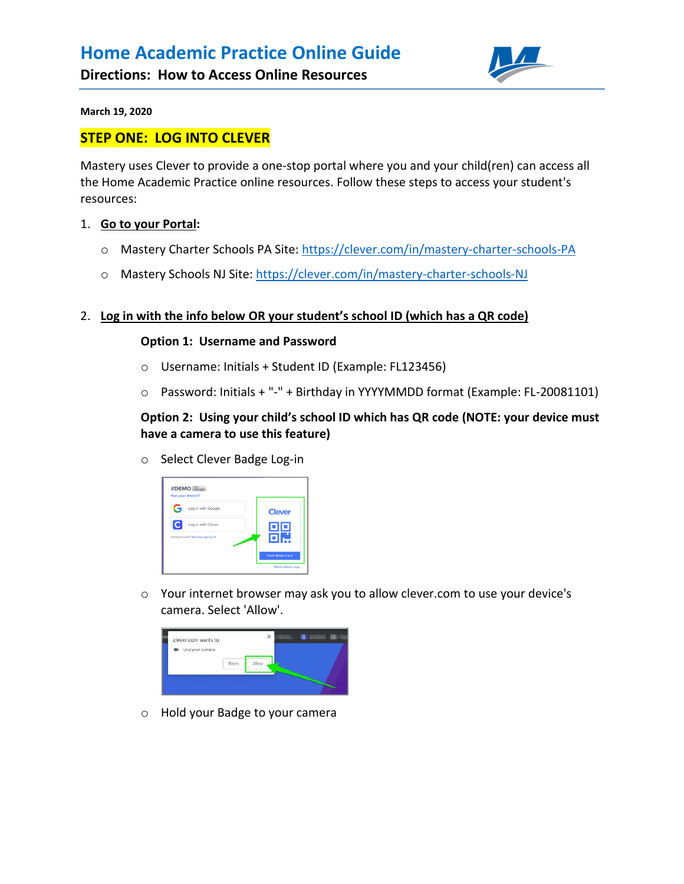# Home Academic Practice Online Guide

**Directions: How to Access Online Resources**

**March 19, 2020**

## STEP ONE: LOG INTO CLEVER

Mastery uses Clever to provide a one-stop portal where you and your child(ren) can access all the Home Academic Practice online resources. Follow these steps to access your student's resources:

1. **Go to your Portal:**
   - Mastery Charter Schools PA Site: https://clever.com/in/mastery-charter-schools-PA
   - Mastery Schools NJ Site: https://clever.com/in/mastery-charter-schools-NJ

2. **Log in with the info below OR your student's school ID (which has a QR code)**

   **Option 1: Username and Password**
   - Username: Initials + Student ID (Example: FL123456)
   - Password: Initials + "-" + Birthday in YYYYMMDD format (Example: FL-20081101)

   **Option 2: Using your child's school ID which has QR code (NOTE: your device must have a camera to use this feature)**
   - Select Clever Badge Log-in
   - Your internet browser may ask you to allow clever.com to use your device's camera. Select 'Allow'.
   - Hold your Badge to your camera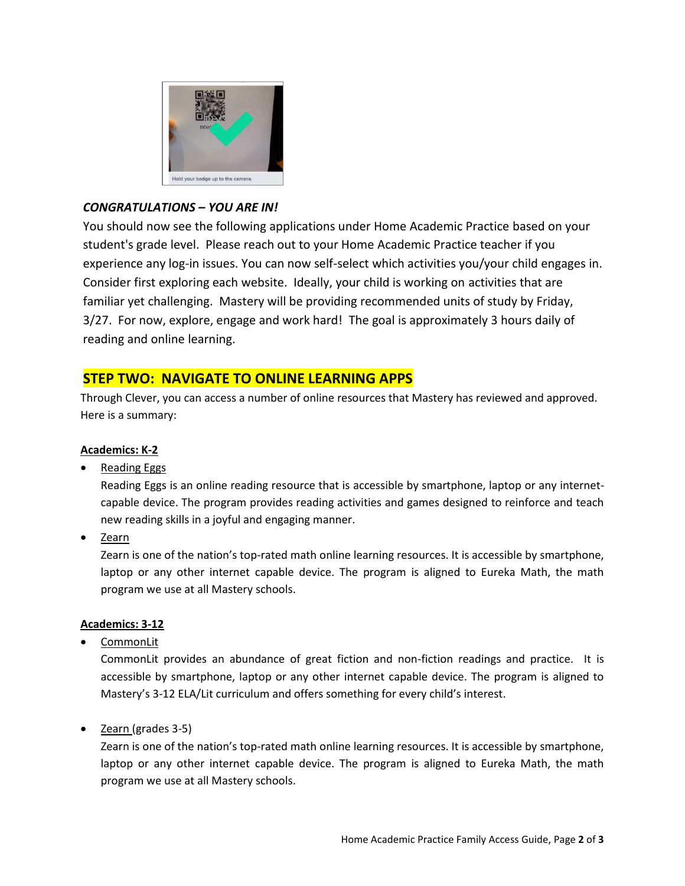***CONGRATULATIONS – YOU ARE IN!***

You should now see the following applications under Home Academic Practice based on your student's grade level. Please reach out to your Home Academic Practice teacher if you experience any log-in issues. You can now self-select which activities you/your child engages in. Consider first exploring each website. Ideally, your child is working on activities that are familiar yet challenging. Mastery will be providing recommended units of study by Friday, 3/27. For now, explore, engage and work hard! The goal is approximately 3 hours daily of reading and online learning.

## STEP TWO: NAVIGATE TO ONLINE LEARNING APPS

Through Clever, you can access a number of online resources that Mastery has reviewed and approved. Here is a summary:

### Academics: K-2

- Reading Eggs
  Reading Eggs is an online reading resource that is accessible by smartphone, laptop or any internet-capable device. The program provides reading activities and games designed to reinforce and teach new reading skills in a joyful and engaging manner.
- Zearn
  Zearn is one of the nation's top-rated math online learning resources. It is accessible by smartphone, laptop or any other internet capable device. The program is aligned to Eureka Math, the math program we use at all Mastery schools.

### Academics: 3-12

- CommonLit
  CommonLit provides an abundance of great fiction and non-fiction readings and practice. It is accessible by smartphone, laptop or any other internet capable device. The program is aligned to Mastery's 3-12 ELA/Lit curriculum and offers something for every child's interest.

- Zearn (grades 3-5)
  Zearn is one of the nation's top-rated math online learning resources. It is accessible by smartphone, laptop or any other internet capable device. The program is aligned to Eureka Math, the math program we use at all Mastery schools.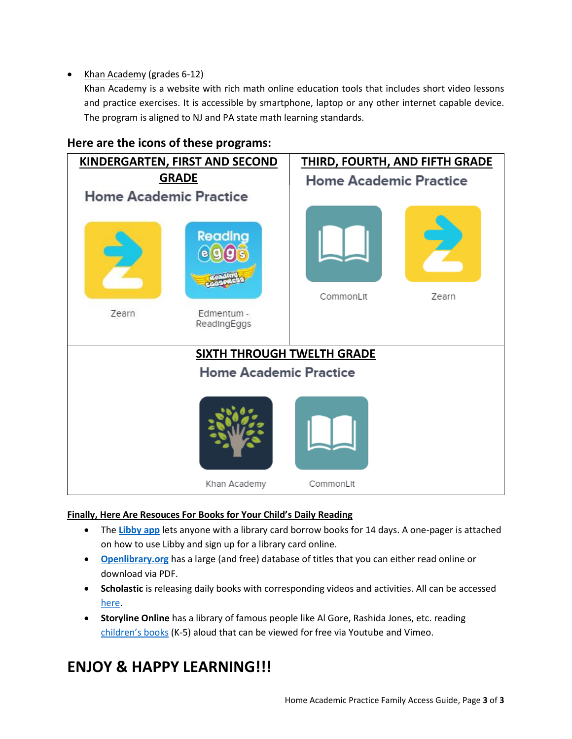- Khan Academy (grades 6-12)
  Khan Academy is a website with rich math online education tools that includes short video lessons and practice exercises. It is accessible by smartphone, laptop or any other internet capable device. The program is aligned to NJ and PA state math learning standards.

## Here are the icons of these programs:

| KINDERGARTEN, FIRST AND SECOND GRADE | THIRD, FOURTH, AND FIFTH GRADE |
|---|---|
| Home Academic Practice<br>Zearn<br>Edmentum - ReadingEggs | Home Academic Practice<br>CommonLit<br>Zearn |

| SIXTH THROUGH TWELTH GRADE |
|---|
| Home Academic Practice<br>Khan Academy<br>CommonLit |

**Finally, Here Are Resouces For Books for Your Child's Daily Reading**

- The **Libby app** lets anyone with a library card borrow books for 14 days. A one-pager is attached on how to use Libby and sign up for a library card online.
- **Openlibrary.org** has a large (and free) database of titles that you can either read online or download via PDF.
- **Scholastic** is releasing daily books with corresponding videos and activities. All can be accessed here.
- **Storyline Online** has a library of famous people like Al Gore, Rashida Jones, etc. reading children's books (K-5) aloud that can be viewed for free via Youtube and Vimeo.

# ENJOY & HAPPY LEARNING!!!